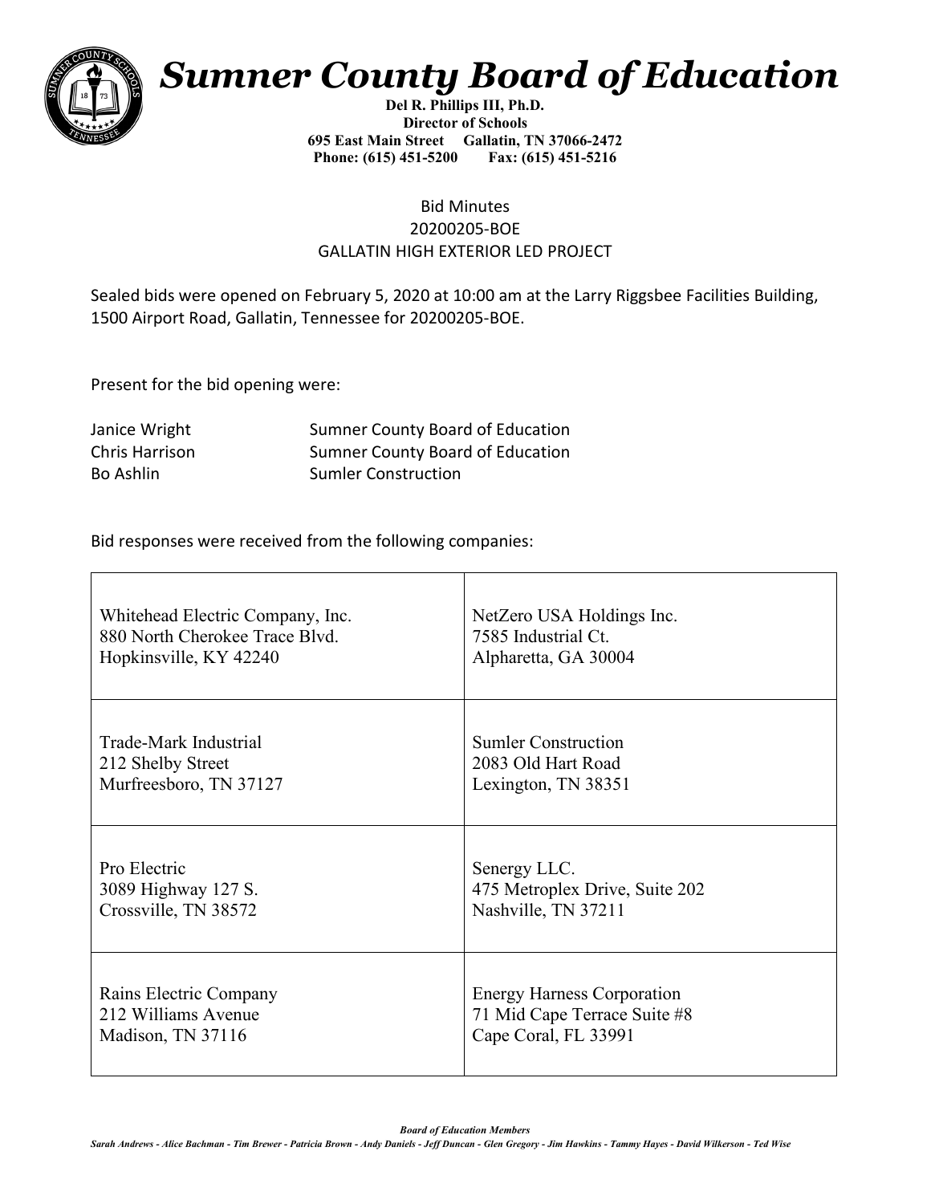# *Sumner County Board of Education*

**Del R. Phillips III, Ph.D.**
**Director of Schools**
**695 East Main Street Gallatin, TN 37066-2472**
**Phone: (615) 451-5200 Fax: (615) 451-5216**

Bid Minutes
20200205-BOE
GALLATIN HIGH EXTERIOR LED PROJECT

Sealed bids were opened on February 5, 2020 at 10:00 am at the Larry Riggsbee Facilities Building, 1500 Airport Road, Gallatin, Tennessee for 20200205-BOE.

Present for the bid opening were:

| | |
|---|---|
| Janice Wright | Sumner County Board of Education |
| Chris Harrison | Sumner County Board of Education |
| Bo Ashlin | Sumler Construction |

Bid responses were received from the following companies:

| | |
|---|---|
| Whitehead Electric Company, Inc.<br>880 North Cherokee Trace Blvd.<br>Hopkinsville, KY 42240 | NetZero USA Holdings Inc.<br>7585 Industrial Ct.<br>Alpharetta, GA 30004 |
| Trade-Mark Industrial<br>212 Shelby Street<br>Murfreesboro, TN 37127 | Sumler Construction<br>2083 Old Hart Road<br>Lexington, TN 38351 |
| Pro Electric<br>3089 Highway 127 S.<br>Crossville, TN 38572 | Senergy LLC.<br>475 Metroplex Drive, Suite 202<br>Nashville, TN 37211 |
| Rains Electric Company<br>212 Williams Avenue<br>Madison, TN 37116 | Energy Harness Corporation<br>71 Mid Cape Terrace Suite #8<br>Cape Coral, FL 33991 |

***Board of Education Members***
*Sarah Andrews - Alice Bachman - Tim Brewer - Patricia Brown - Andy Daniels - Jeff Duncan - Glen Gregory - Jim Hawkins - Tammy Hayes - David Wilkerson - Ted Wise*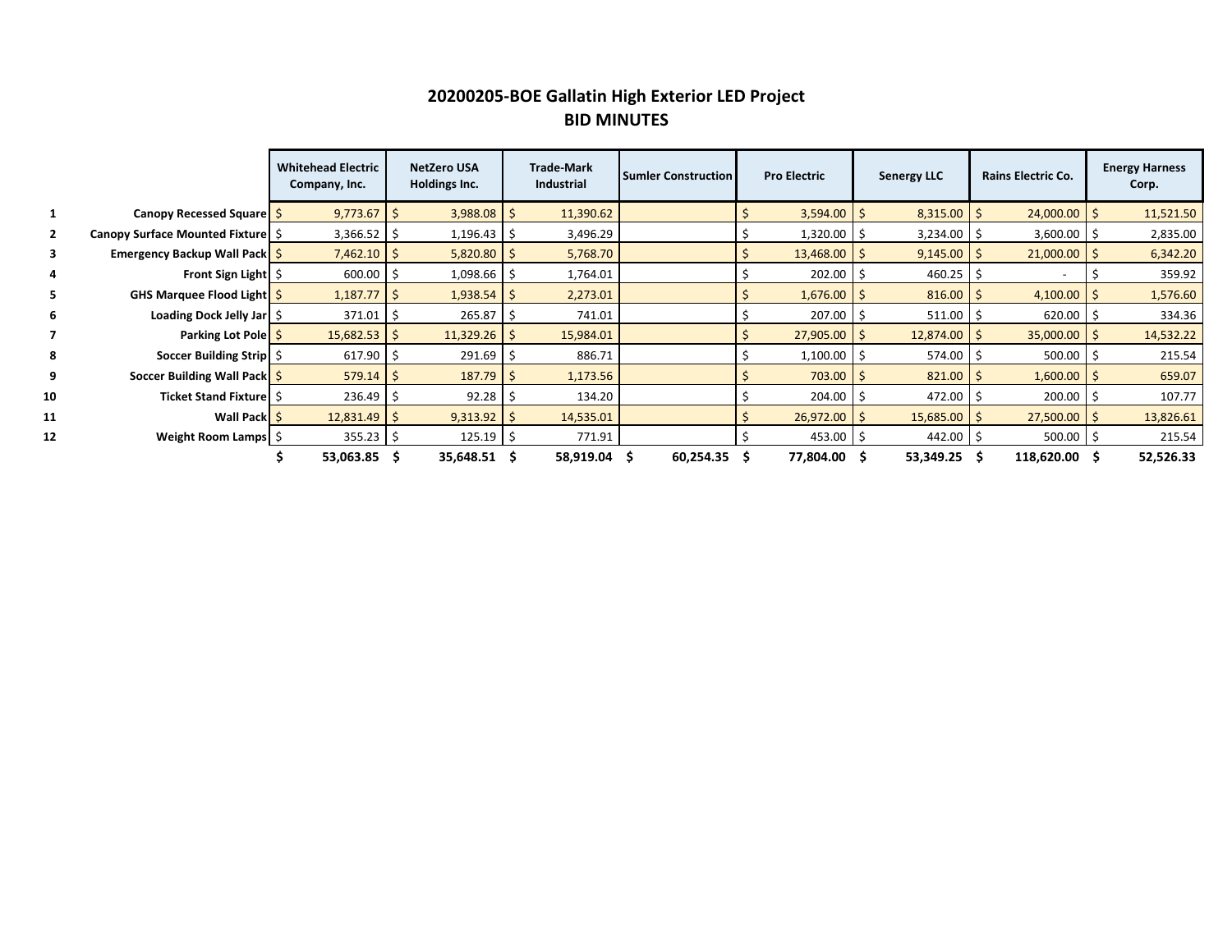## 20200205-BOE Gallatin High Exterior LED Project
## BID MINUTES

| | | Whitehead Electric Company, Inc. | NetZero USA Holdings Inc. | Trade-Mark Industrial | Sumler Construction | Pro Electric | Senergy LLC | Rains Electric Co. | Energy Harness Corp. |
|---|---|---|---|---|---|---|---|---|---|
| 1 | Canopy Recessed Square | $ 9,773.67 | $ 3,988.08 | $ 11,390.62 | | $ 3,594.00 | $ 8,315.00 | $ 24,000.00 | $ 11,521.50 |
| 2 | Canopy Surface Mounted Fixture | $ 3,366.52 | $ 1,196.43 | $ 3,496.29 | | $ 1,320.00 | $ 3,234.00 | $ 3,600.00 | $ 2,835.00 |
| 3 | Emergency Backup Wall Pack | $ 7,462.10 | $ 5,820.80 | $ 5,768.70 | | $ 13,468.00 | $ 9,145.00 | $ 21,000.00 | $ 6,342.20 |
| 4 | Front Sign Light | $ 600.00 | $ 1,098.66 | $ 1,764.01 | | $ 202.00 | $ 460.25 | $ - | $ 359.92 |
| 5 | GHS Marquee Flood Light | $ 1,187.77 | $ 1,938.54 | $ 2,273.01 | | $ 1,676.00 | $ 816.00 | $ 4,100.00 | $ 1,576.60 |
| 6 | Loading Dock Jelly Jar | $ 371.01 | $ 265.87 | $ 741.01 | | $ 207.00 | $ 511.00 | $ 620.00 | $ 334.36 |
| 7 | Parking Lot Pole | $ 15,682.53 | $ 11,329.26 | $ 15,984.01 | | $ 27,905.00 | $ 12,874.00 | $ 35,000.00 | $ 14,532.22 |
| 8 | Soccer Building Strip | $ 617.90 | $ 291.69 | $ 886.71 | | $ 1,100.00 | $ 574.00 | $ 500.00 | $ 215.54 |
| 9 | Soccer Building Wall Pack | $ 579.14 | $ 187.79 | $ 1,173.56 | | $ 703.00 | $ 821.00 | $ 1,600.00 | $ 659.07 |
| 10 | Ticket Stand Fixture | $ 236.49 | $ 92.28 | $ 134.20 | | $ 204.00 | $ 472.00 | $ 200.00 | $ 107.77 |
| 11 | Wall Pack | $ 12,831.49 | $ 9,313.92 | $ 14,535.01 | | $ 26,972.00 | $ 15,685.00 | $ 27,500.00 | $ 13,826.61 |
| 12 | Weight Room Lamps | $ 355.23 | $ 125.19 | $ 771.91 | | $ 453.00 | $ 442.00 | $ 500.00 | $ 215.54 |
| | | **$ 53,063.85** | **$ 35,648.51** | **$ 58,919.04** | **$ 60,254.35** | **$ 77,804.00** | **$ 53,349.25** | **$ 118,620.00** | **$ 52,526.33** |